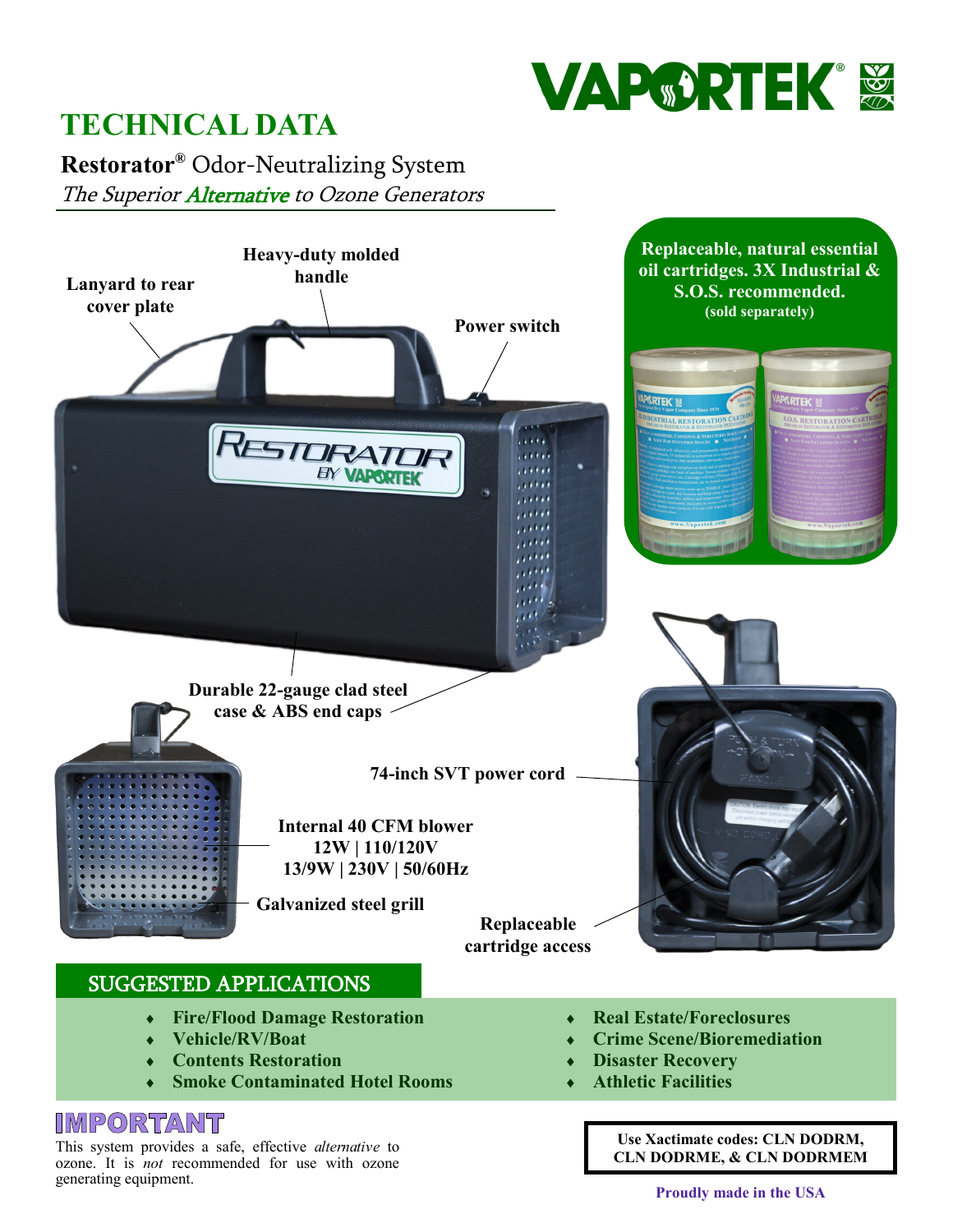VAPORTEK®

# TECHNICAL DATA

**Restorator®** Odor-Neutralizing System

*The Superior Alternative to Ozone Generators*

Lanyard to rear cover plate

Heavy-duty molded handle

Power switch

**Replaceable, natural essential oil cartridges. 3X Industrial & S.O.S. recommended.**
**(sold separately)**

Durable 22-gauge clad steel case & ABS end caps

74-inch SVT power cord

Internal 40 CFM blower
12W | 110/120V
13/9W | 230V | 50/60Hz

Galvanized steel grill

Replaceable cartridge access

## SUGGESTED APPLICATIONS

- **Fire/Flood Damage Restoration**
- **Vehicle/RV/Boat**
- **Contents Restoration**
- **Smoke Contaminated Hotel Rooms**
- **Real Estate/Foreclosures**
- **Crime Scene/Bioremediation**
- **Disaster Recovery**
- **Athletic Facilities**

## IMPORTANT

This system provides a safe, effective *alternative* to ozone. It is *not* recommended for use with ozone generating equipment.

**Use Xactimate codes: CLN DODRM, CLN DODRME, & CLN DODRMEM**

**Proudly made in the USA**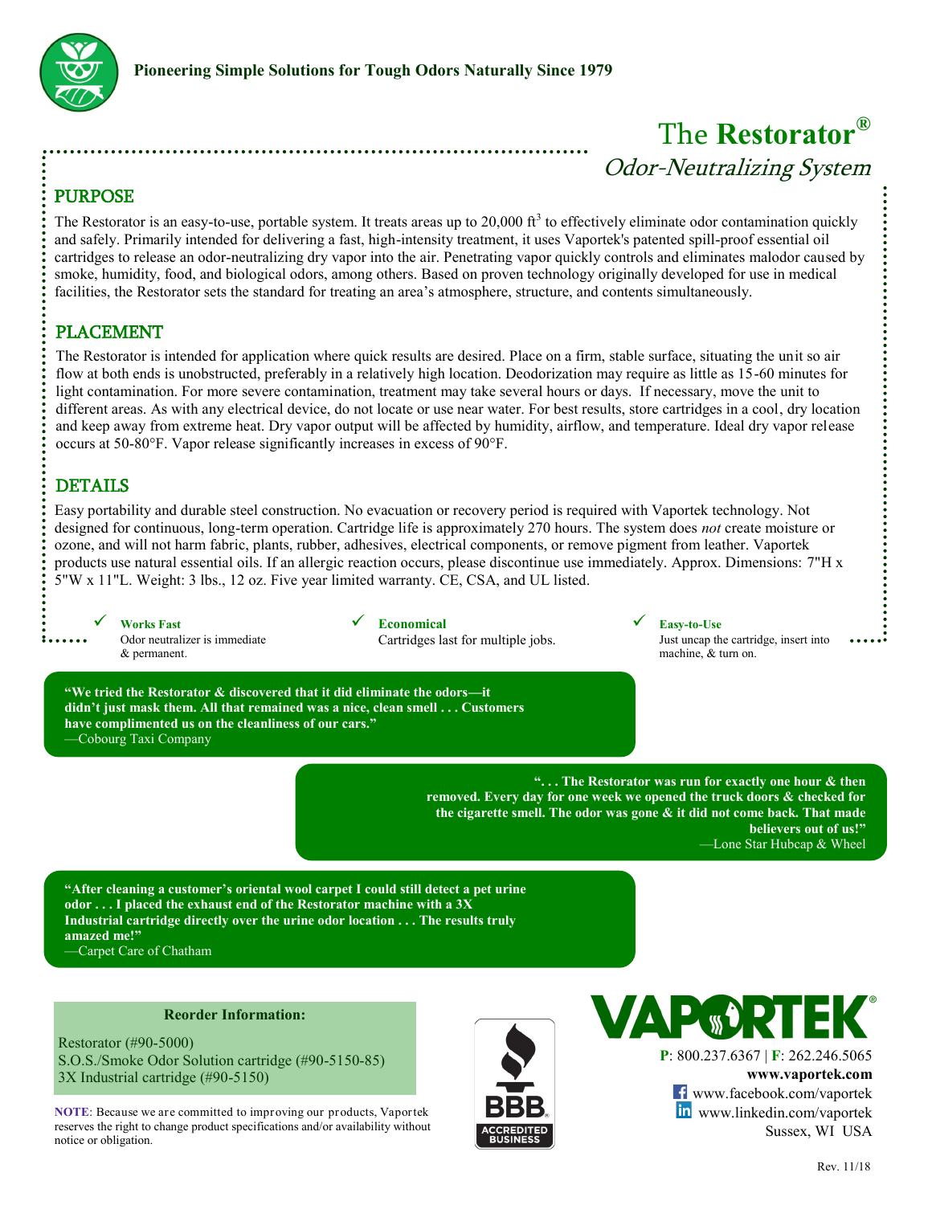Pioneering Simple Solutions for Tough Odors Naturally Since 1979

# The **Restorator**®

*Odor-Neutralizing System*

## PURPOSE

The Restorator is an easy-to-use, portable system. It treats areas up to 20,000 $ft^3$ to effectively eliminate odor contamination quickly and safely. Primarily intended for delivering a fast, high-intensity treatment, it uses Vaportek's patented spill-proof essential oil cartridges to release an odor-neutralizing dry vapor into the air. Penetrating vapor quickly controls and eliminates malodor caused by smoke, humidity, food, and biological odors, among others. Based on proven technology originally developed for use in medical facilities, the Restorator sets the standard for treating an area's atmosphere, structure, and contents simultaneously.

## PLACEMENT

The Restorator is intended for application where quick results are desired. Place on a firm, stable surface, situating the unit so air flow at both ends is unobstructed, preferably in a relatively high location. Deodorization may require as little as 15-60 minutes for light contamination. For more severe contamination, treatment may take several hours or days. If necessary, move the unit to different areas. As with any electrical device, do not locate or use near water. For best results, store cartridges in a cool, dry location and keep away from extreme heat. Dry vapor output will be affected by humidity, airflow, and temperature. Ideal dry vapor release occurs at 50-80°F. Vapor release significantly increases in excess of 90°F.

## DETAILS

Easy portability and durable steel construction. No evacuation or recovery period is required with Vaportek technology. Not designed for continuous, long-term operation. Cartridge life is approximately 270 hours. The system does *not* create moisture or ozone, and will not harm fabric, plants, rubber, adhesives, electrical components, or remove pigment from leather. Vaportek products use natural essential oils. If an allergic reaction occurs, please discontinue use immediately. Approx. Dimensions: 7"H x 5"W x 11"L. Weight: 3 lbs., 12 oz. Five year limited warranty. CE, CSA, and UL listed.

- ✓ **Works Fast** — Odor neutralizer is immediate & permanent.
- ✓ **Economical** — Cartridges last for multiple jobs.
- ✓ **Easy-to-Use** — Just uncap the cartridge, insert into machine, & turn on.

**"We tried the Restorator & discovered that it did eliminate the odors—it didn't just mask them. All that remained was a nice, clean smell . . . Customers have complimented us on the cleanliness of our cars."**
—Cobourg Taxi Company

**". . . The Restorator was run for exactly one hour & then removed. Every day for one week we opened the truck doors & checked for the cigarette smell. The odor was gone & it did not come back. That made believers out of us!"**
—Lone Star Hubcap & Wheel

**"After cleaning a customer's oriental wool carpet I could still detect a pet urine odor . . . I placed the exhaust end of the Restorator machine with a 3X Industrial cartridge directly over the urine odor location . . . The results truly amazed me!"**
—Carpet Care of Chatham

**Reorder Information:**

Restorator (#90-5000)
S.O.S./Smoke Odor Solution cartridge (#90-5150-85)
3X Industrial cartridge (#90-5150)

**NOTE**: Because we are committed to improving our products, Vaportek reserves the right to change product specifications and/or availability without notice or obligation.

BBB ACCREDITED BUSINESS

VAPORTEK®

**P**: 800.237.6367 | **F**: 262.246.5065
**www.vaportek.com**
www.facebook.com/vaportek
www.linkedin.com/vaportek
Sussex, WI USA

Rev. 11/18